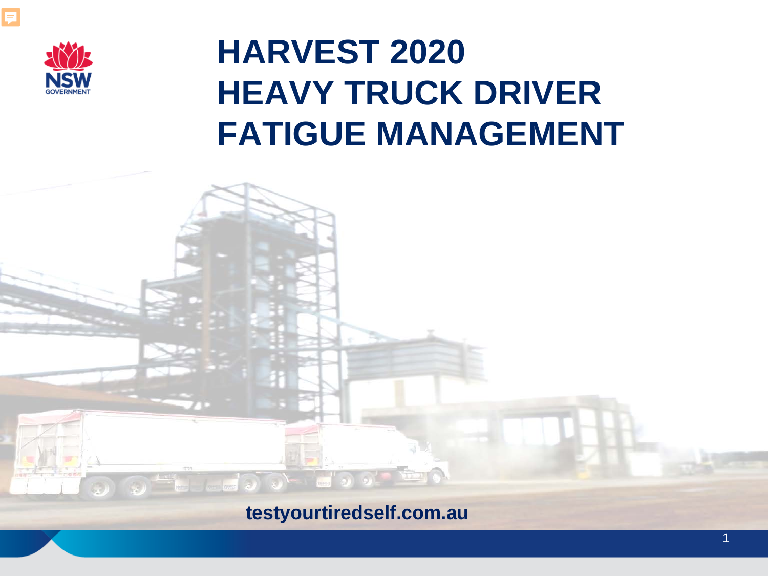# HARVEST 2020 HEAVY TRUCK DRIVER FATIGUE MANAGEMENT

**testyourtiredself.com.au**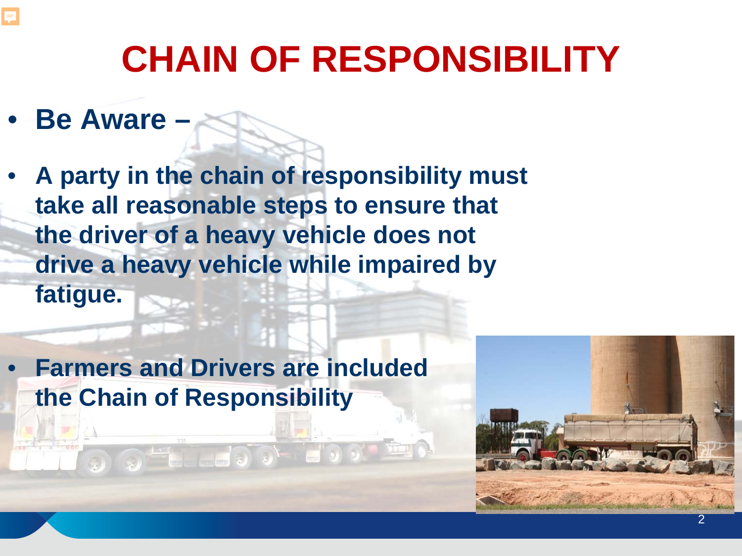# CHAIN OF RESPONSIBILITY

- **Be Aware –**
- **A party in the chain of responsibility must take all reasonable steps to ensure that the driver of a heavy vehicle does not drive a heavy vehicle while impaired by fatigue.**
- **Farmers and Drivers are included the Chain of Responsibility**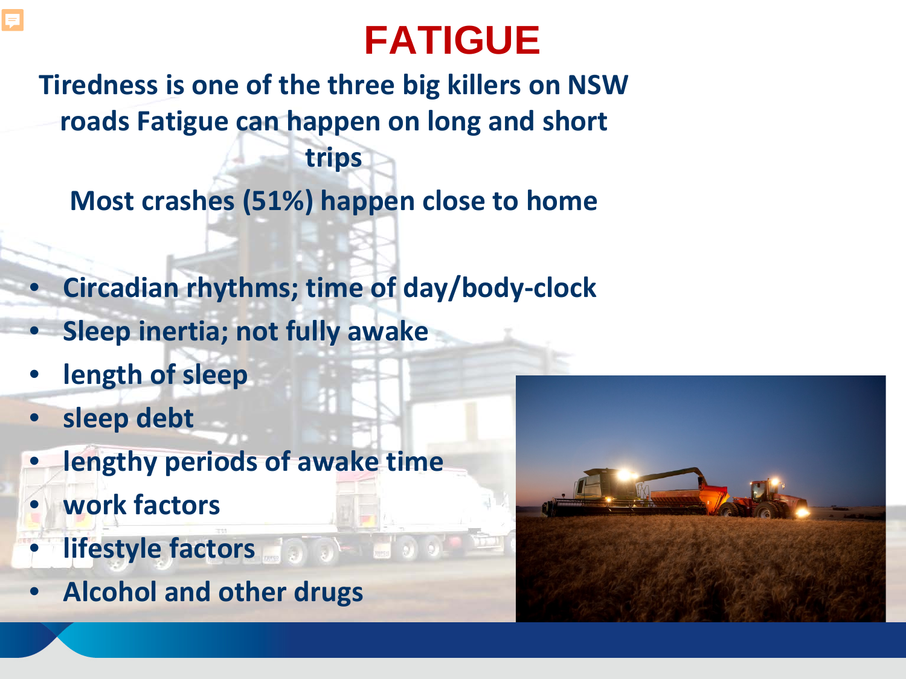# FATIGUE

**Tiredness is one of the three big killers on NSW roads Fatigue can happen on long and short trips**

**Most crashes (51%) happen close to home**

- **Circadian rhythms; time of day/body-clock**
- **Sleep inertia; not fully awake**
- **length of sleep**
- **sleep debt**
- **lengthy periods of awake time**
- **work factors**
- **lifestyle factors**
- **Alcohol and other drugs**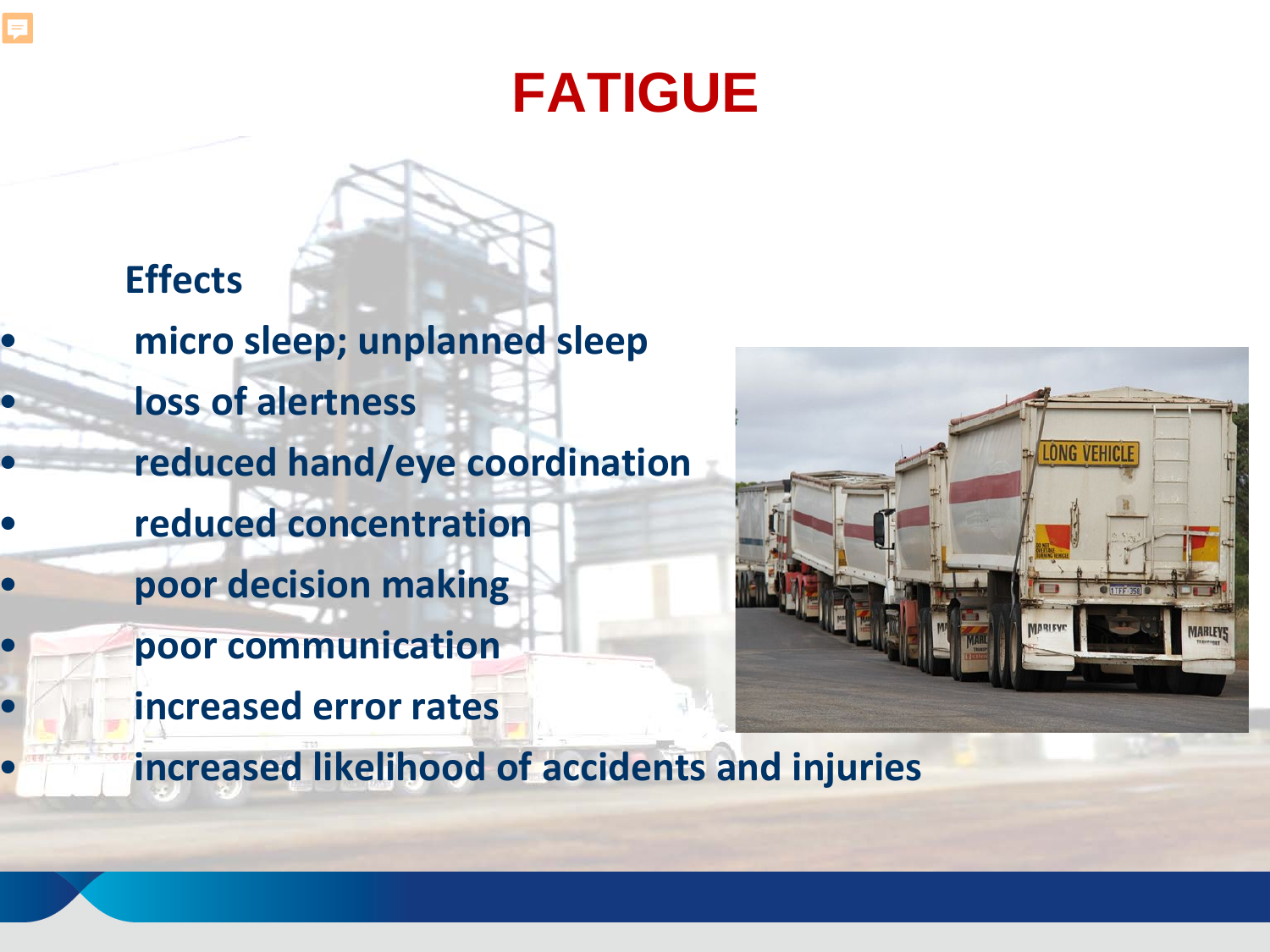# FATIGUE

**Effects**

- **micro sleep; unplanned sleep**
- **loss of alertness**
- **reduced hand/eye coordination**
- **reduced concentration**
- **poor decision making**
- **poor communication**
- **increased error rates**
- **increased likelihood of accidents and injuries**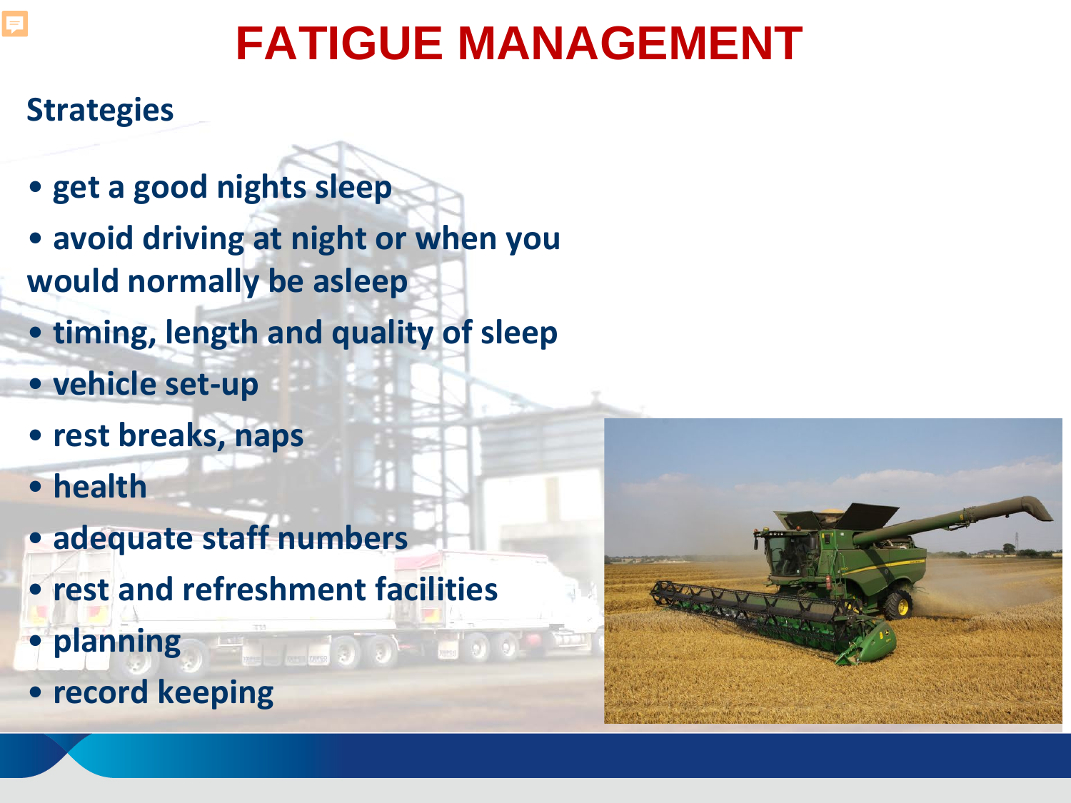# FATIGUE MANAGEMENT

## Strategies

- get a good nights sleep
- avoid driving at night or when you would normally be asleep
- timing, length and quality of sleep
- vehicle set-up
- rest breaks, naps
- health
- adequate staff numbers
- rest and refreshment facilities
- planning
- record keeping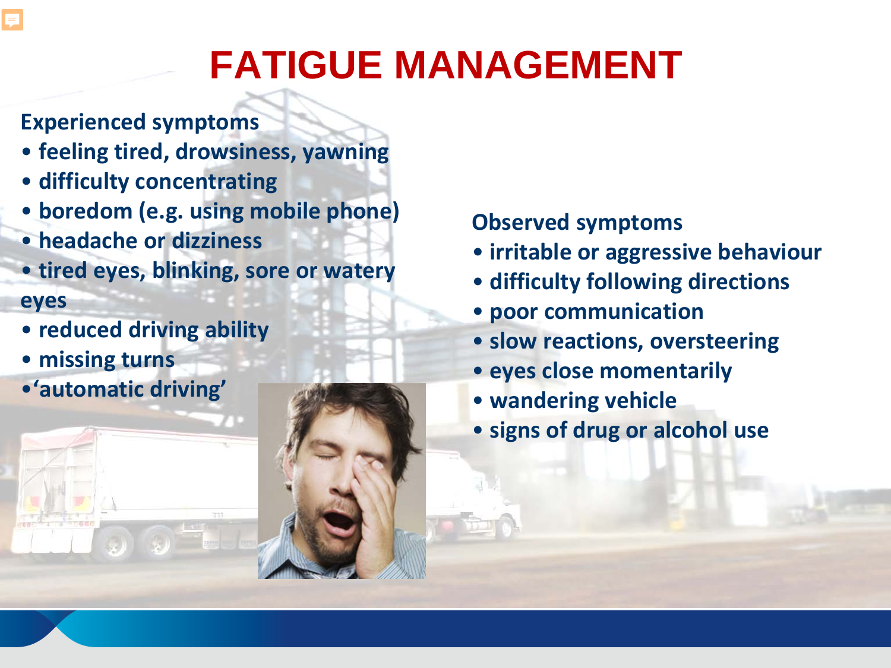# FATIGUE MANAGEMENT

**Experienced symptoms**

- **feeling tired, drowsiness, yawning**
- **difficulty concentrating**
- **boredom (e.g. using mobile phone)**
- **headache or dizziness**
- **tired eyes, blinking, sore or watery eyes**
- **reduced driving ability**
- **missing turns**
- **'automatic driving'**

**Observed symptoms**

- **irritable or aggressive behaviour**
- **difficulty following directions**
- **poor communication**
- **slow reactions, oversteering**
- **eyes close momentarily**
- **wandering vehicle**
- **signs of drug or alcohol use**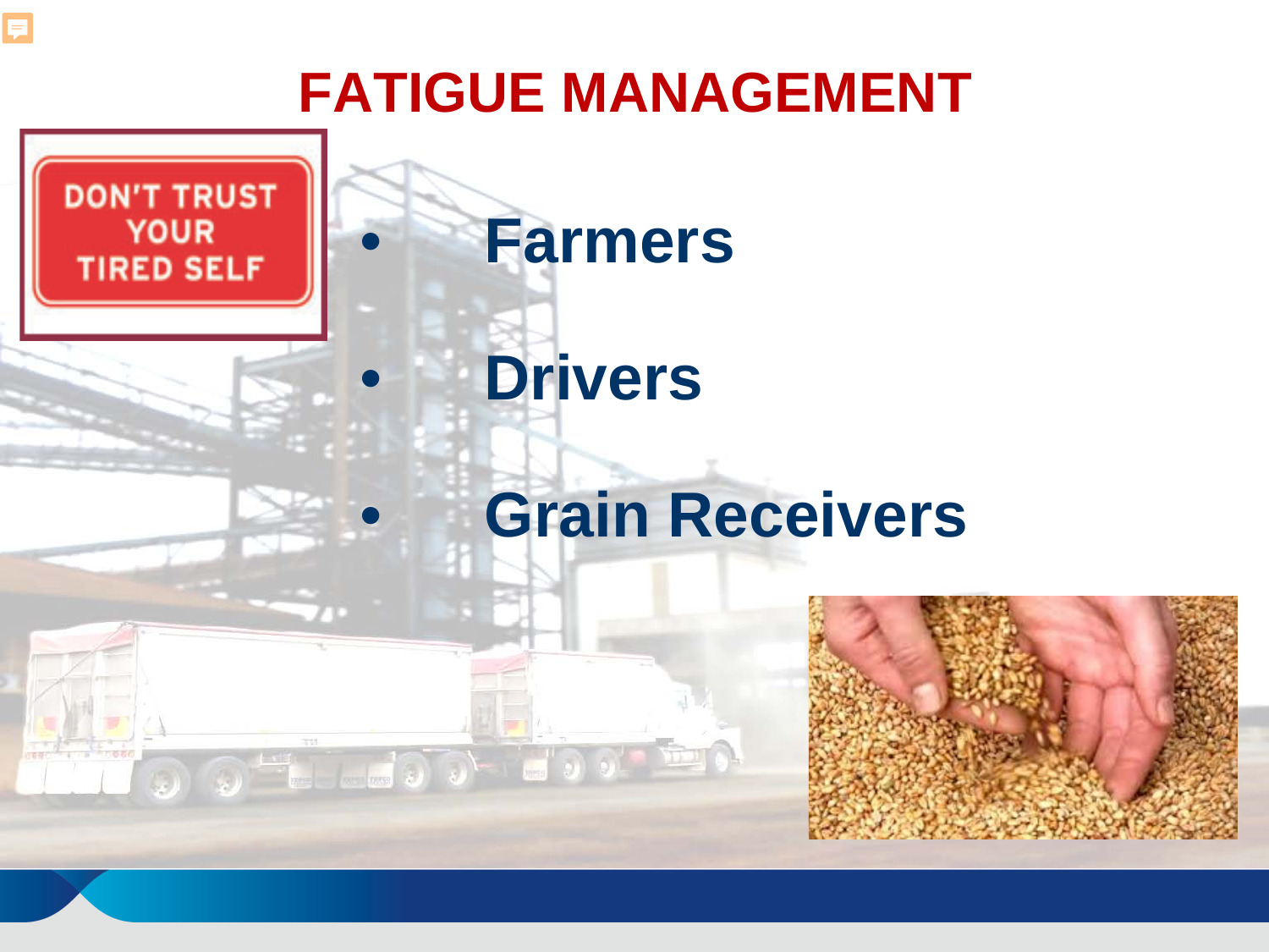# FATIGUE MANAGEMENT

DON'T TRUST YOUR TIRED SELF

- Farmers
- Drivers
- Grain Receivers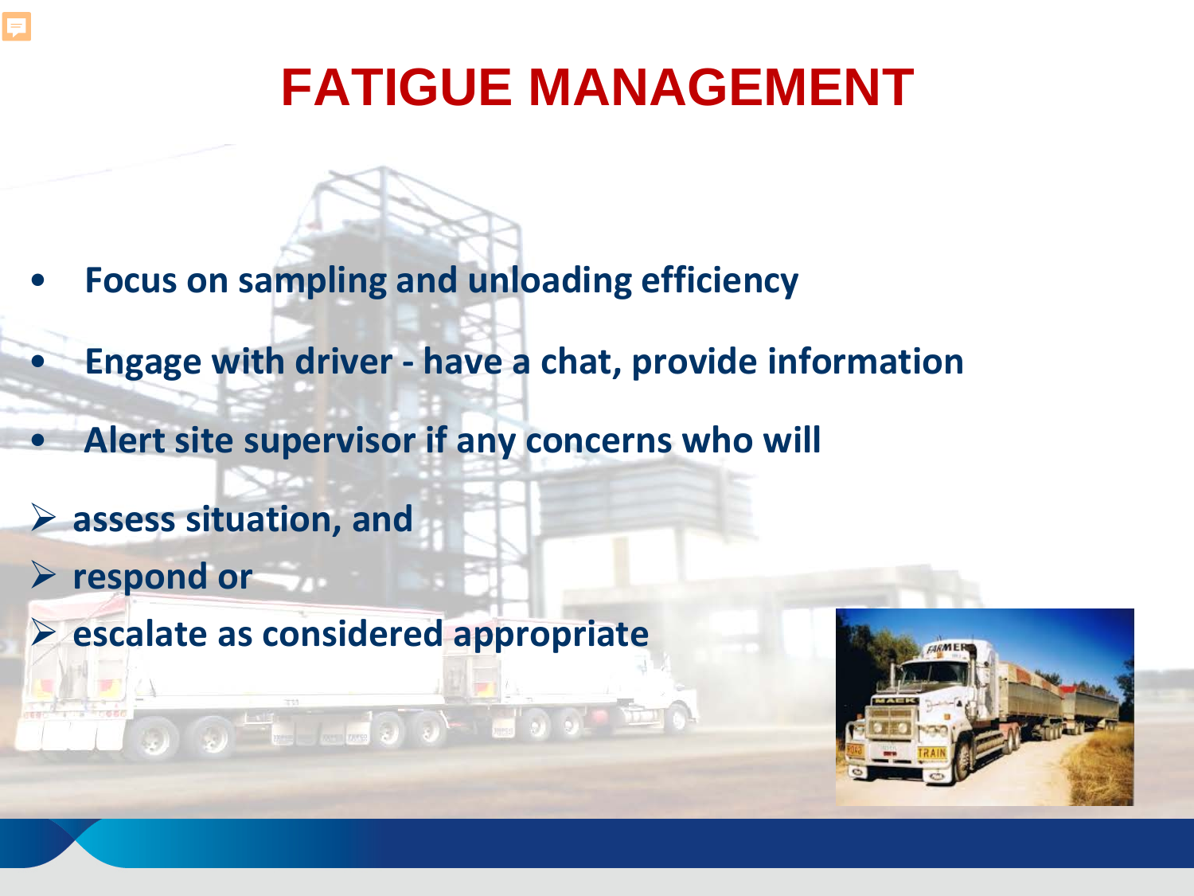# FATIGUE MANAGEMENT

- **Focus on sampling and unloading efficiency**
- **Engage with driver - have a chat, provide information**
- **Alert site supervisor if any concerns who will**
  - **assess situation, and**
  - **respond or**
  - **escalate as considered appropriate**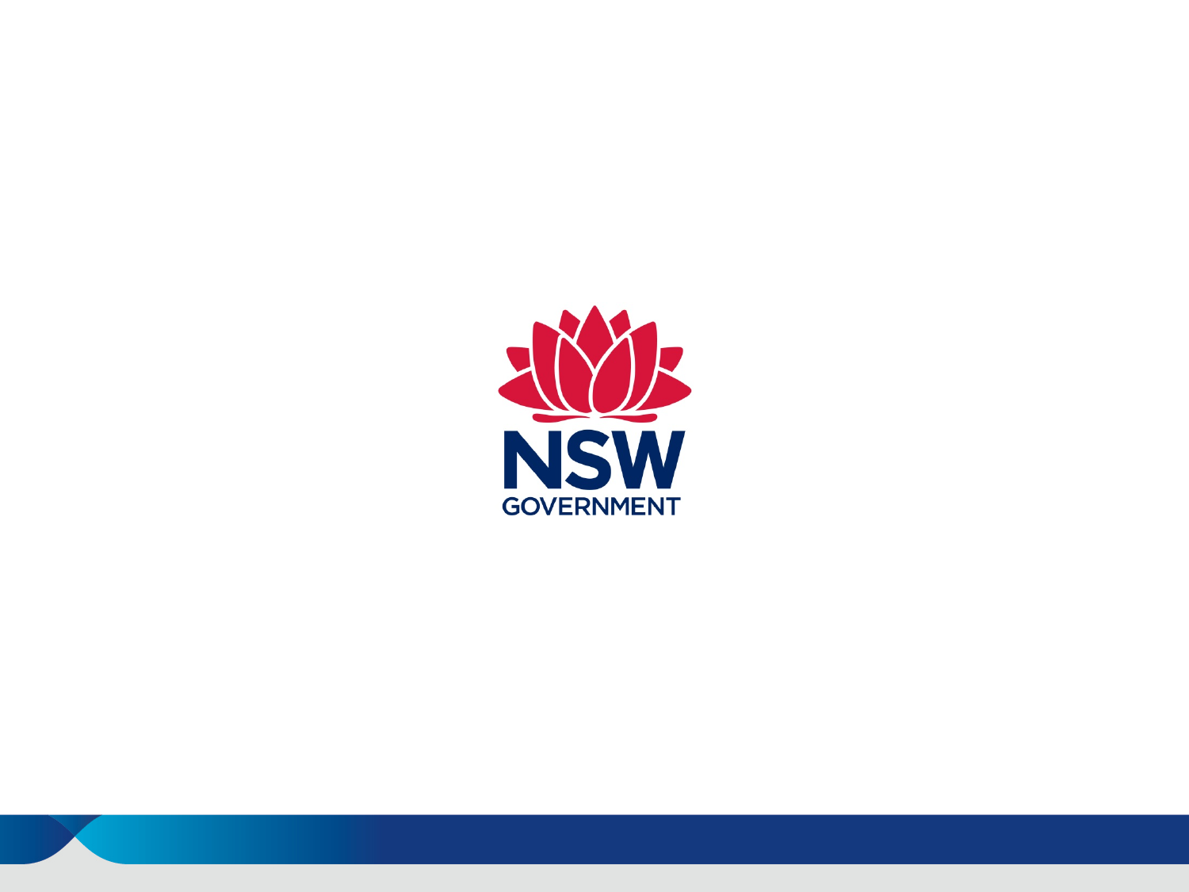NSW

GOVERNMENT